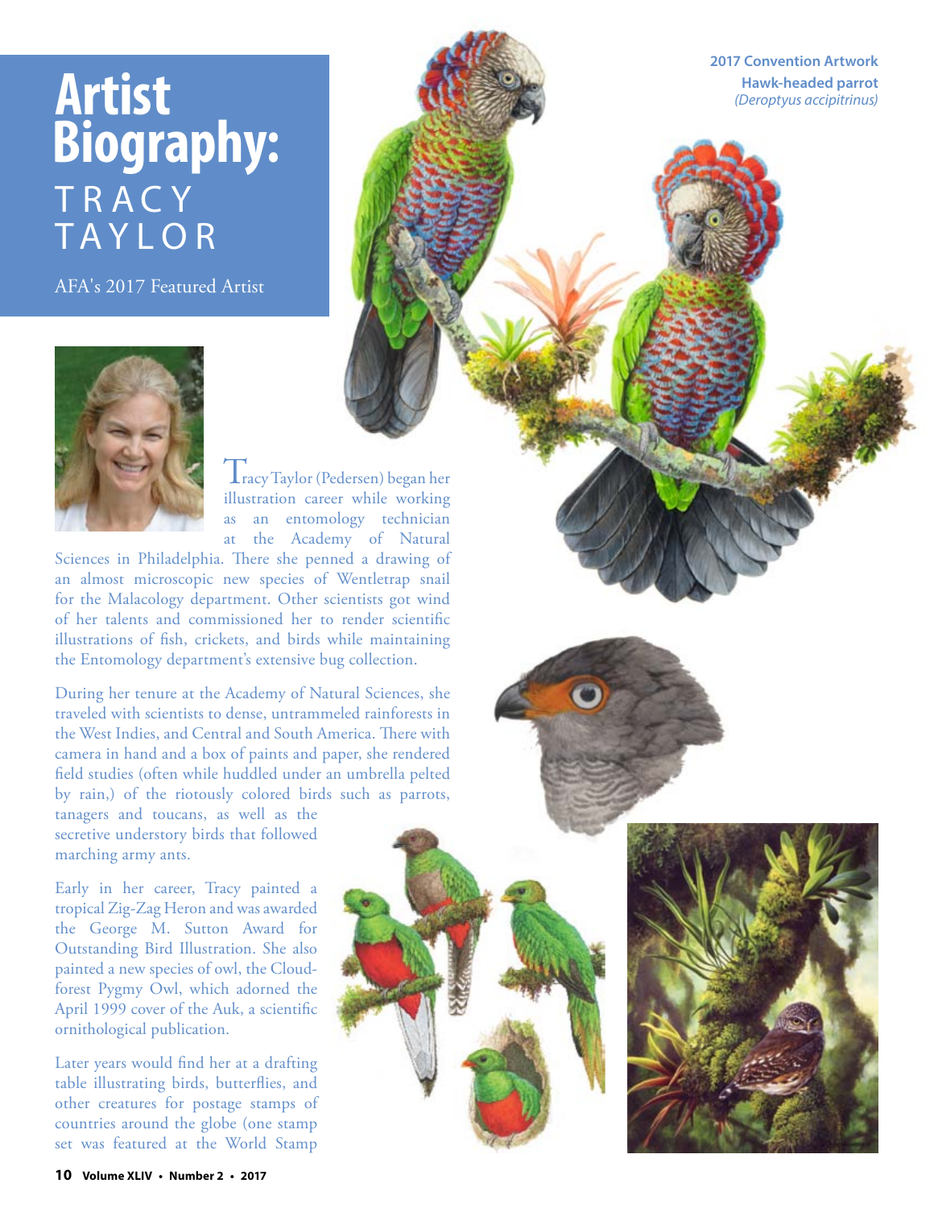# Artist Biography: TRACY TAYLOR

AFA's 2017 Featured Artist

2017 Convention Artwork
**Hawk-headed parrot**
*(Deroptyus accipitrinus)*

Tracy Taylor (Pedersen) began her illustration career while working as an entomology technician at the Academy of Natural Sciences in Philadelphia. There she penned a drawing of an almost microscopic new species of Wentletrap snail for the Malacology department. Other scientists got wind of her talents and commissioned her to render scientific illustrations of fish, crickets, and birds while maintaining the Entomology department's extensive bug collection.

During her tenure at the Academy of Natural Sciences, she traveled with scientists to dense, untrammeled rainforests in the West Indies, and Central and South America. There with camera in hand and a box of paints and paper, she rendered field studies (often while huddled under an umbrella pelted by rain,) of the riotously colored birds such as parrots, tanagers and toucans, as well as the secretive understory birds that followed marching army ants.

Early in her career, Tracy painted a tropical Zig-Zag Heron and was awarded the George M. Sutton Award for Outstanding Bird Illustration. She also painted a new species of owl, the Cloud-forest Pygmy Owl, which adorned the April 1999 cover of the Auk, a scientific ornithological publication.

Later years would find her at a drafting table illustrating birds, butterflies, and other creatures for postage stamps of countries around the globe (one stamp set was featured at the World Stamp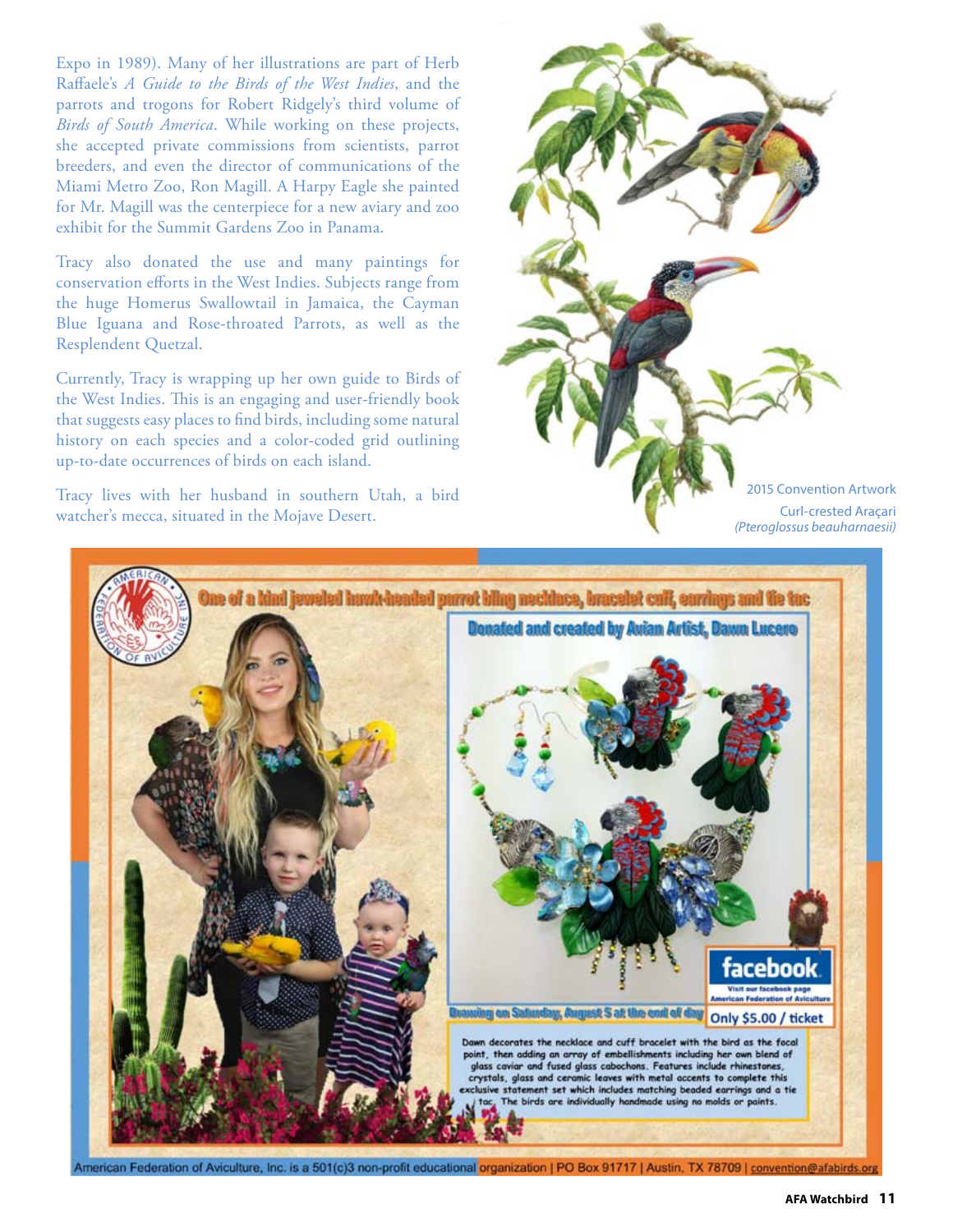Expo in 1989). Many of her illustrations are part of Herb Raffaele's *A Guide to the Birds of the West Indies*, and the parrots and trogons for Robert Ridgely's third volume of *Birds of South America*. While working on these projects, she accepted private commissions from scientists, parrot breeders, and even the director of communications of the Miami Metro Zoo, Ron Magill. A Harpy Eagle she painted for Mr. Magill was the centerpiece for a new aviary and zoo exhibit for the Summit Gardens Zoo in Panama.

Tracy also donated the use and many paintings for conservation efforts in the West Indies. Subjects range from the huge Homerus Swallowtail in Jamaica, the Cayman Blue Iguana and Rose-throated Parrots, as well as the Resplendent Quetzal.

Currently, Tracy is wrapping up her own guide to Birds of the West Indies. This is an engaging and user-friendly book that suggests easy places to find birds, including some natural history on each species and a color-coded grid outlining up-to-date occurrences of birds on each island.

Tracy lives with her husband in southern Utah, a bird watcher's mecca, situated in the Mojave Desert.

2015 Convention Artwork
Curl-crested Araçari
*(Pteroglossus beauharnaesii)*

**One of a kind jeweled hawk-headed parrot bling necklace, bracelet cuff, earrings and tie tac**

**Donated and created by Avian Artist, Dawn Lucero**

Drawing on Saturday, August 8 at the end of day

Only $5.00 / ticket

facebook
Visit our facebook page
American Federation of Aviculture

Dawn decorates the necklace and cuff bracelet with the bird as the focal point, then adding an array of embellishments including her own blend of glass caviar and fused glass cabochons. Features include rhinestones, crystals, glass and ceramic leaves with metal accents to complete this exclusive statement set which includes matching beaded earrings and a tie tac. The birds are individually handmade using no molds or paints.

American Federation of Aviculture, Inc. is a 501(c)3 non-profit educational organization | PO Box 91717 | Austin, TX 78709 | convention@afabirds.org